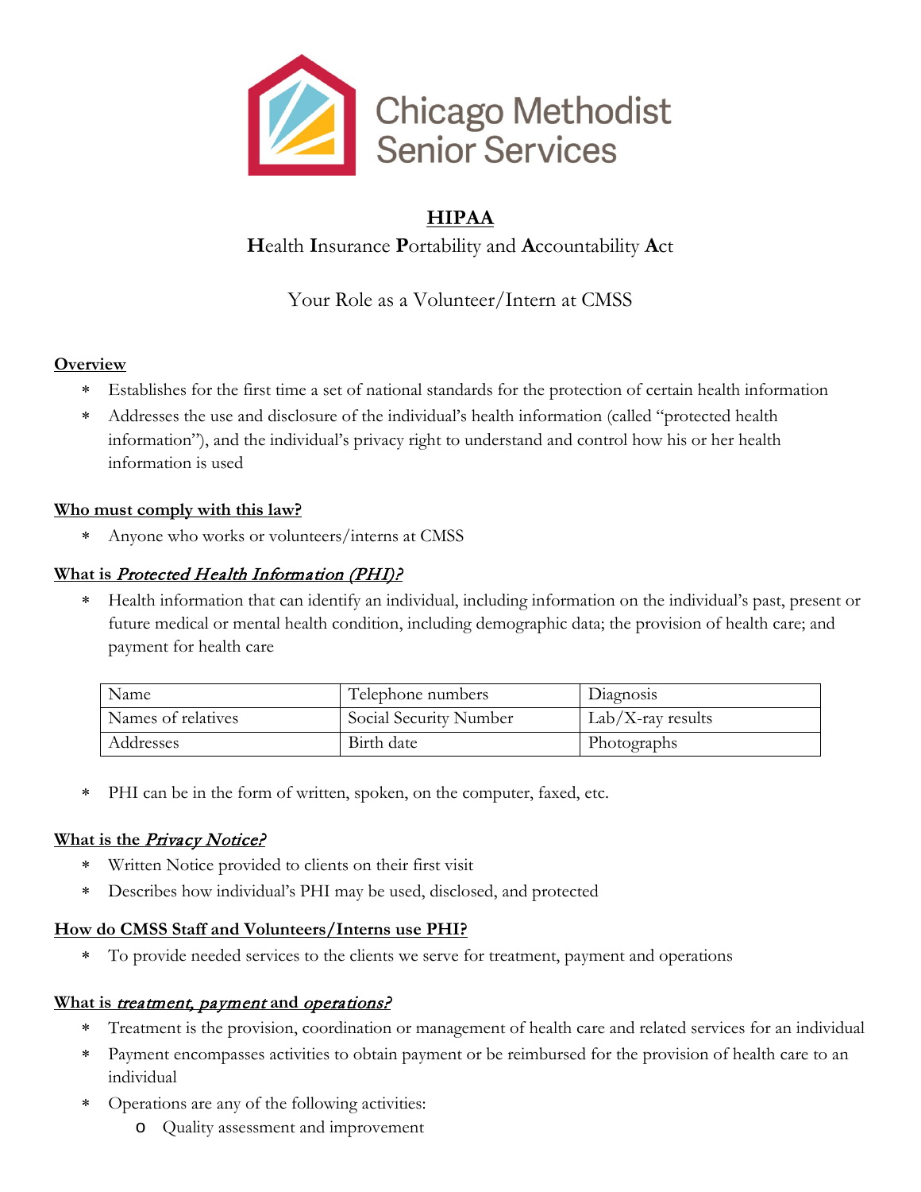Chicago Methodist Senior Services

# HIPAA

**H**ealth **I**nsurance **P**ortability and **A**ccountability **A**ct

Your Role as a Volunteer/Intern at CMSS

## Overview

* Establishes for the first time a set of national standards for the protection of certain health information
* Addresses the use and disclosure of the individual's health information (called "protected health information"), and the individual's privacy right to understand and control how his or her health information is used

## Who must comply with this law?

* Anyone who works or volunteers/interns at CMSS

## What is *Protected Health Information (PHI)?*

* Health information that can identify an individual, including information on the individual's past, present or future medical or mental health condition, including demographic data; the provision of health care; and payment for health care

| Name | Telephone numbers | Diagnosis |
|---|---|---|
| Names of relatives | Social Security Number | Lab/X-ray results |
| Addresses | Birth date | Photographs |

* PHI can be in the form of written, spoken, on the computer, faxed, etc.

## What is the *Privacy Notice?*

* Written Notice provided to clients on their first visit
* Describes how individual's PHI may be used, disclosed, and protected

## How do CMSS Staff and Volunteers/Interns use PHI?

* To provide needed services to the clients we serve for treatment, payment and operations

## What is *treatment, payment* and *operations?*

* Treatment is the provision, coordination or management of health care and related services for an individual
* Payment encompasses activities to obtain payment or be reimbursed for the provision of health care to an individual
* Operations are any of the following activities:
  - Quality assessment and improvement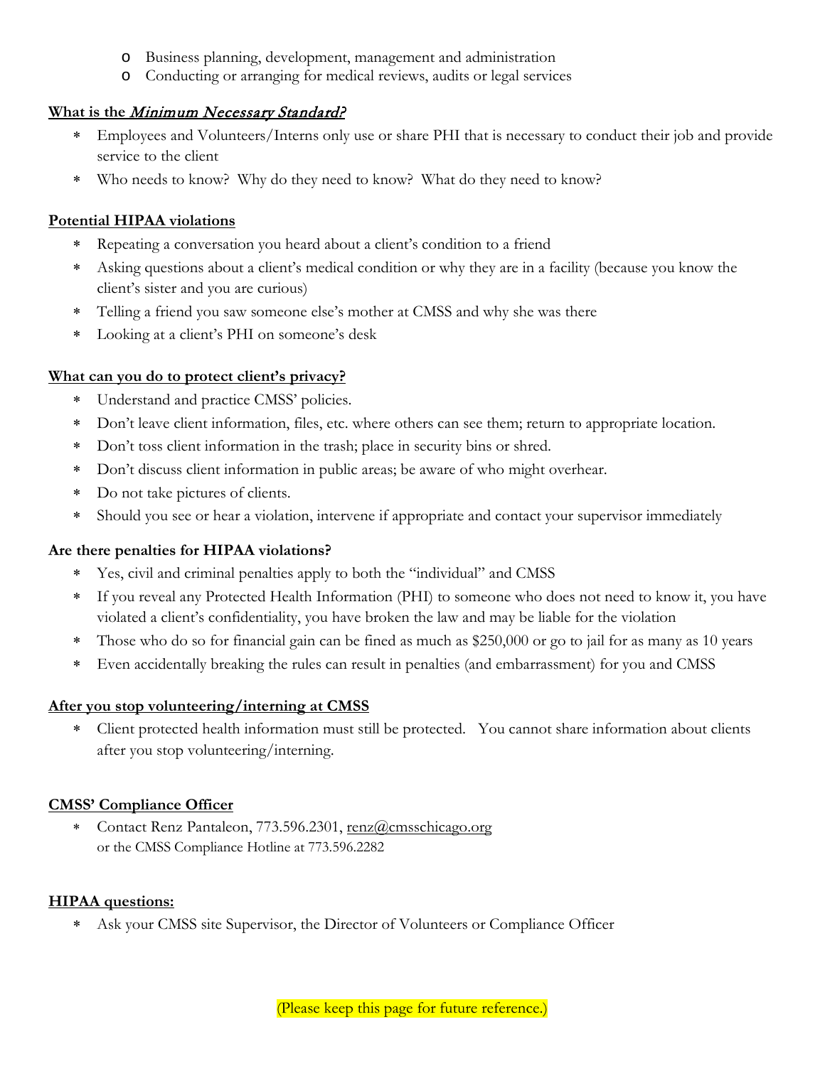- Business planning, development, management and administration
- Conducting or arranging for medical reviews, audits or legal services

**What is the _Minimum Necessary Standard?_**

* Employees and Volunteers/Interns only use or share PHI that is necessary to conduct their job and provide service to the client
* Who needs to know? Why do they need to know? What do they need to know?

**Potential HIPAA violations**

* Repeating a conversation you heard about a client's condition to a friend
* Asking questions about a client's medical condition or why they are in a facility (because you know the client's sister and you are curious)
* Telling a friend you saw someone else's mother at CMSS and why she was there
* Looking at a client's PHI on someone's desk

**What can you do to protect client's privacy?**

* Understand and practice CMSS' policies.
* Don't leave client information, files, etc. where others can see them; return to appropriate location.
* Don't toss client information in the trash; place in security bins or shred.
* Don't discuss client information in public areas; be aware of who might overhear.
* Do not take pictures of clients.
* Should you see or hear a violation, intervene if appropriate and contact your supervisor immediately

**Are there penalties for HIPAA violations?**

* Yes, civil and criminal penalties apply to both the "individual" and CMSS
* If you reveal any Protected Health Information (PHI) to someone who does not need to know it, you have violated a client's confidentiality, you have broken the law and may be liable for the violation
* Those who do so for financial gain can be fined as much as $250,000 or go to jail for as many as 10 years
* Even accidentally breaking the rules can result in penalties (and embarrassment) for you and CMSS

**After you stop volunteering/interning at CMSS**

* Client protected health information must still be protected. You cannot share information about clients after you stop volunteering/interning.

**CMSS' Compliance Officer**

* Contact Renz Pantaleon, 773.596.2301, renz@cmsschicago.org or the CMSS Compliance Hotline at 773.596.2282

**HIPAA questions:**

* Ask your CMSS site Supervisor, the Director of Volunteers or Compliance Officer

(Please keep this page for future reference.)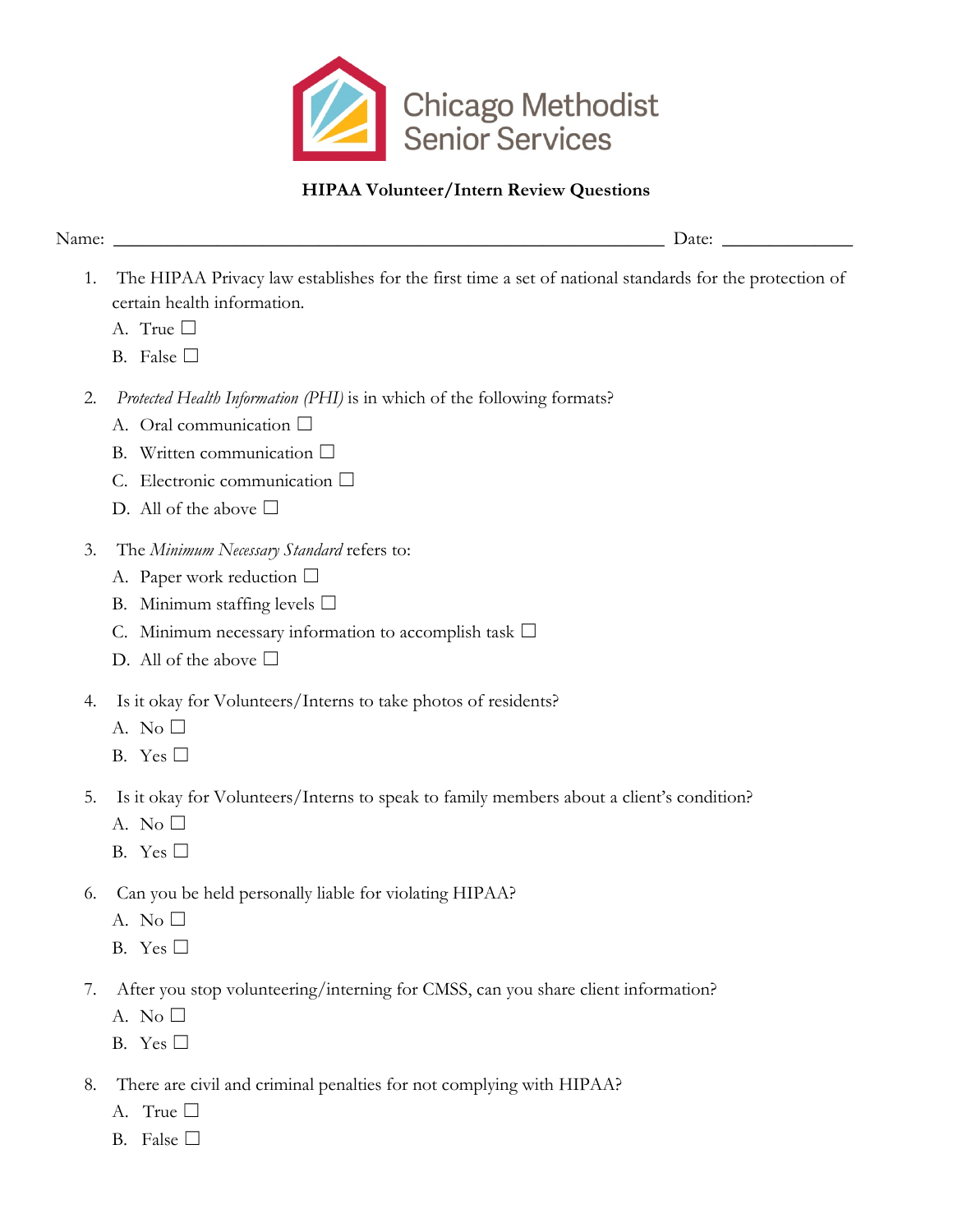Chicago Methodist Senior Services

**HIPAA Volunteer/Intern Review Questions**

Name: ______________________________________________ Date: ____________

1. The HIPAA Privacy law establishes for the first time a set of national standards for the protection of certain health information.
   A. True ☐
   B. False ☐

2. *Protected Health Information (PHI)* is in which of the following formats?
   A. Oral communication ☐
   B. Written communication ☐
   C. Electronic communication ☐
   D. All of the above ☐

3. The *Minimum Necessary Standard* refers to:
   A. Paper work reduction ☐
   B. Minimum staffing levels ☐
   C. Minimum necessary information to accomplish task ☐
   D. All of the above ☐

4. Is it okay for Volunteers/Interns to take photos of residents?
   A. No ☐
   B. Yes ☐

5. Is it okay for Volunteers/Interns to speak to family members about a client's condition?
   A. No ☐
   B. Yes ☐

6. Can you be held personally liable for violating HIPAA?
   A. No ☐
   B. Yes ☐

7. After you stop volunteering/interning for CMSS, can you share client information?
   A. No ☐
   B. Yes ☐

8. There are civil and criminal penalties for not complying with HIPAA?
   A. True ☐
   B. False ☐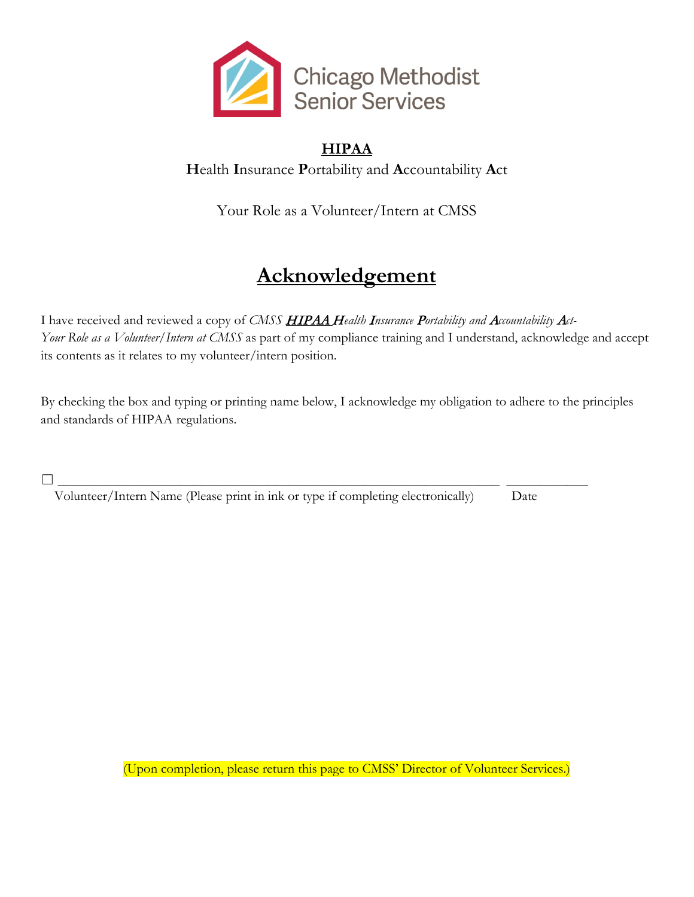Chicago Methodist Senior Services

**HIPAA**

**H**ealth **I**nsurance **P**ortability and **A**ccountability **A**ct

Your Role as a Volunteer/Intern at CMSS

# Acknowledgement

I have received and reviewed a copy of *CMSS **HIPAA H**ealth **I**nsurance **P**ortability and **A**ccountability **A**ct- Your Role as a Volunteer/Intern at CMSS* as part of my compliance training and I understand, acknowledge and accept its contents as it relates to my volunteer/intern position.

By checking the box and typing or printing name below, I acknowledge my obligation to adhere to the principles and standards of HIPAA regulations.

☐ ______________________________________________________________ ____________

Volunteer/Intern Name (Please print in ink or type if completing electronically) Date

(Upon completion, please return this page to CMSS' Director of Volunteer Services.)